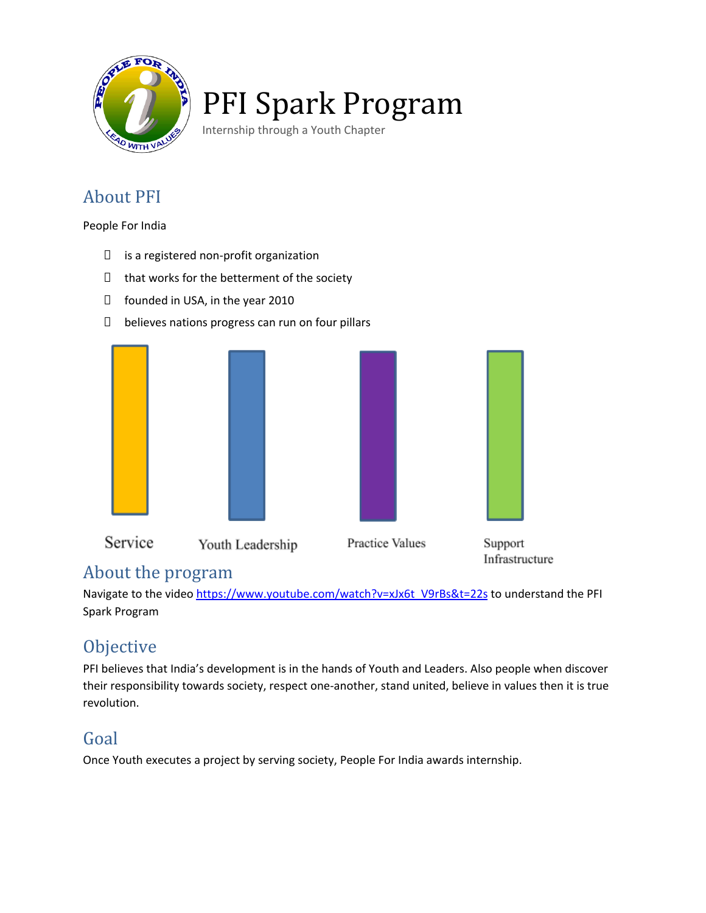# PFI Spark Program

Internship through a Youth Chapter

## About PFI

People For India

- is a registered non-profit organization
- that works for the betterment of the society
- founded in USA, in the year 2010
- believes nations progress can run on four pillars

Service    Youth Leadership    Practice Values    Support Infrastructure

## About the program

Navigate to the video https://www.youtube.com/watch?v=xJx6t_V9rBs&t=22s to understand the PFI Spark Program

## Objective

PFI believes that India's development is in the hands of Youth and Leaders. Also people when discover their responsibility towards society, respect one-another, stand united, believe in values then it is true revolution.

## Goal

Once Youth executes a project by serving society, People For India awards internship.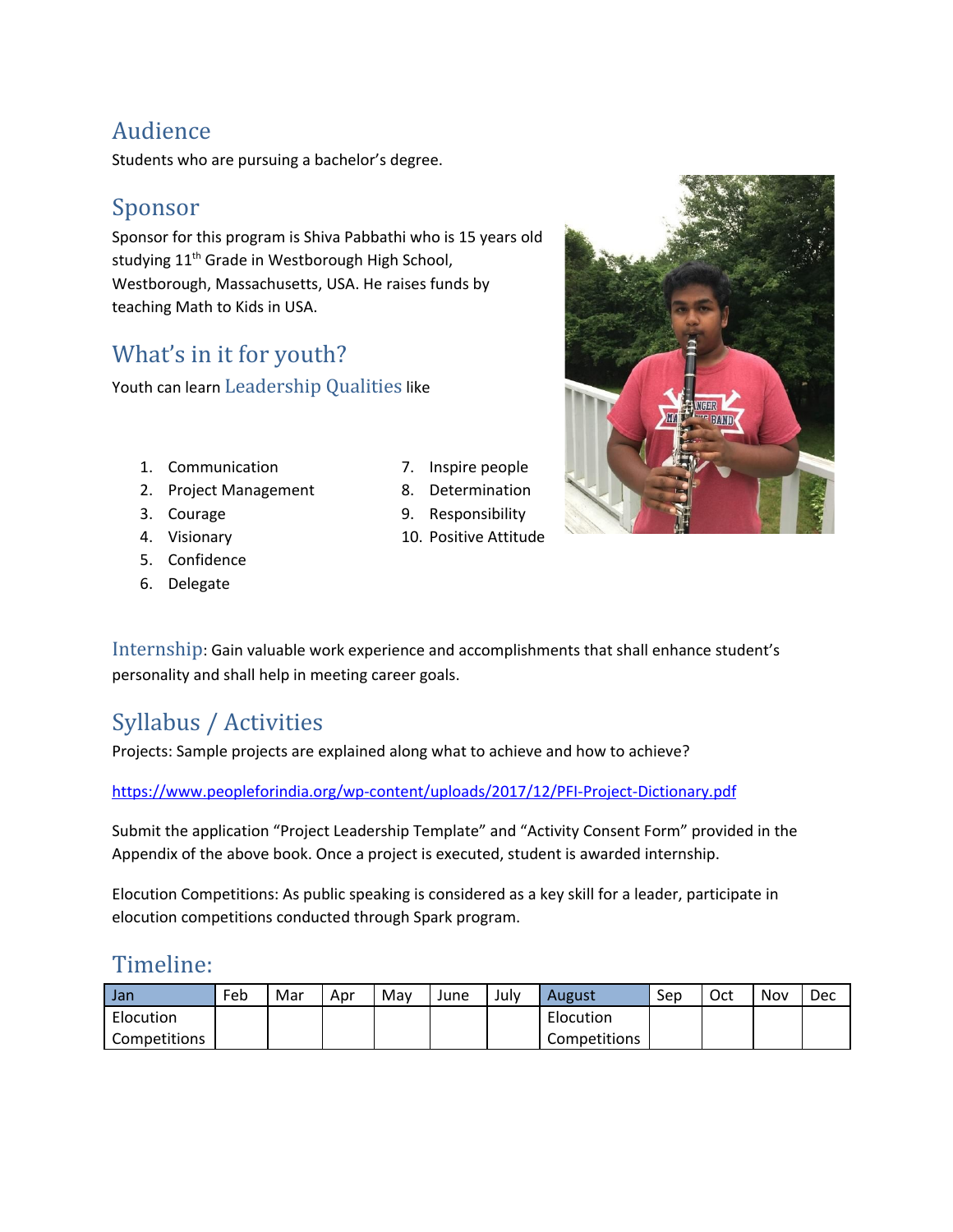## Audience

Students who are pursuing a bachelor's degree.

## Sponsor

Sponsor for this program is Shiva Pabbathi who is 15 years old studying 11th Grade in Westborough High School, Westborough, Massachusetts, USA. He raises funds by teaching Math to Kids in USA.

## What's in it for youth?

Youth can learn Leadership Qualities like

1. Communication
2. Project Management
3. Courage
4. Visionary
5. Confidence
6. Delegate
7. Inspire people
8. Determination
9. Responsibility
10. Positive Attitude

Internship: Gain valuable work experience and accomplishments that shall enhance student's personality and shall help in meeting career goals.

## Syllabus / Activities

Projects: Sample projects are explained along what to achieve and how to achieve?

https://www.peopleforindia.org/wp-content/uploads/2017/12/PFI-Project-Dictionary.pdf

Submit the application "Project Leadership Template" and "Activity Consent Form" provided in the Appendix of the above book. Once a project is executed, student is awarded internship.

Elocution Competitions: As public speaking is considered as a key skill for a leader, participate in elocution competitions conducted through Spark program.

## Timeline:

| Jan | Feb | Mar | Apr | May | June | July | August | Sep | Oct | Nov | Dec |
|---|---|---|---|---|---|---|---|---|---|---|---|
| Elocution Competitions | | | | | | | Elocution Competitions | | | | |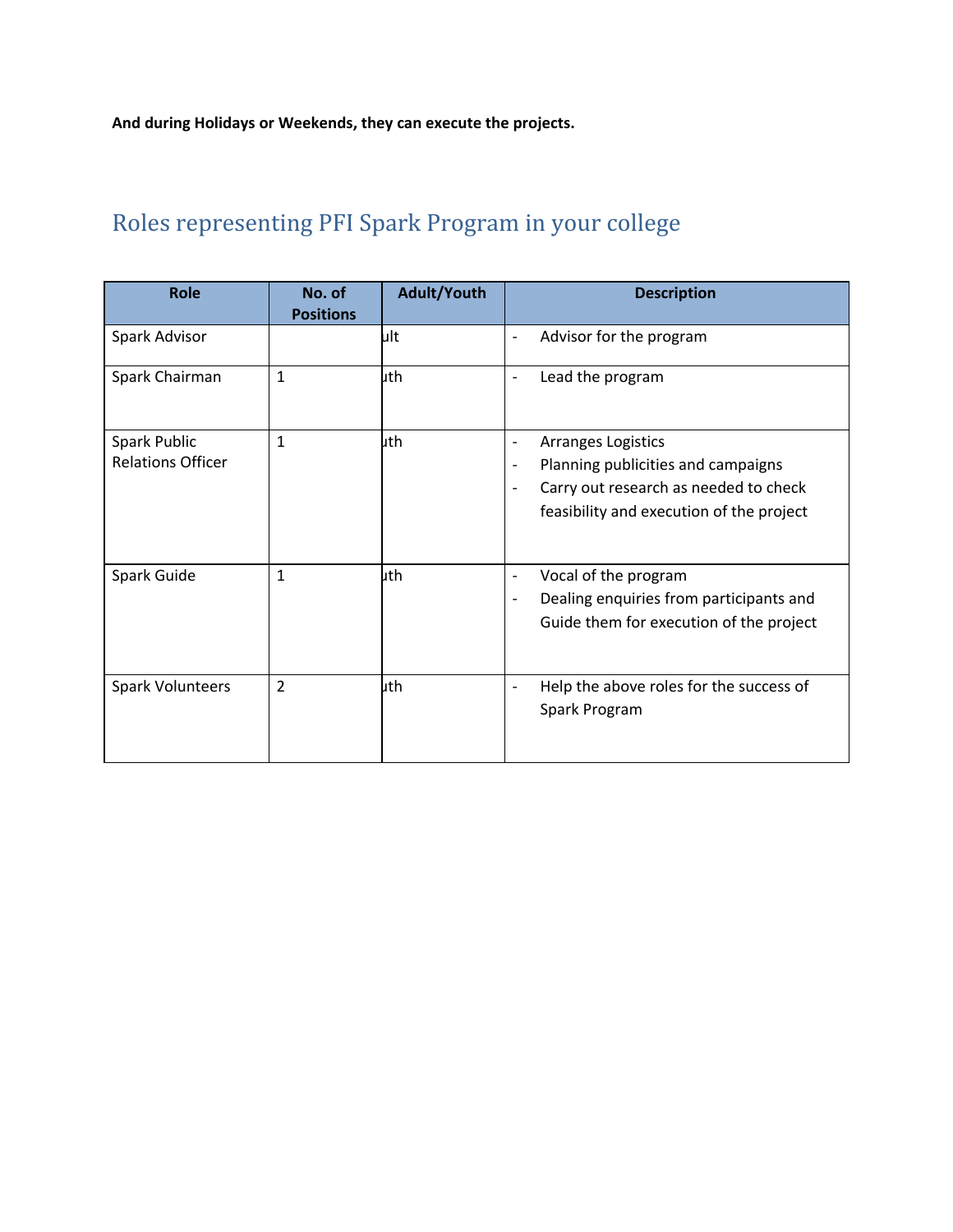**And during Holidays or Weekends, they can execute the projects.**

## Roles representing PFI Spark Program in your college

| Role | No. of Positions | Adult/Youth | Description |
|---|---|---|---|
| Spark Advisor | | ult | - Advisor for the program |
| Spark Chairman | 1 | uth | - Lead the program |
| Spark Public Relations Officer | 1 | uth | - Arranges Logistics<br>- Planning publicities and campaigns<br>- Carry out research as needed to check feasibility and execution of the project |
| Spark Guide | 1 | uth | - Vocal of the program<br>- Dealing enquiries from participants and Guide them for execution of the project |
| Spark Volunteers | 2 | uth | - Help the above roles for the success of Spark Program |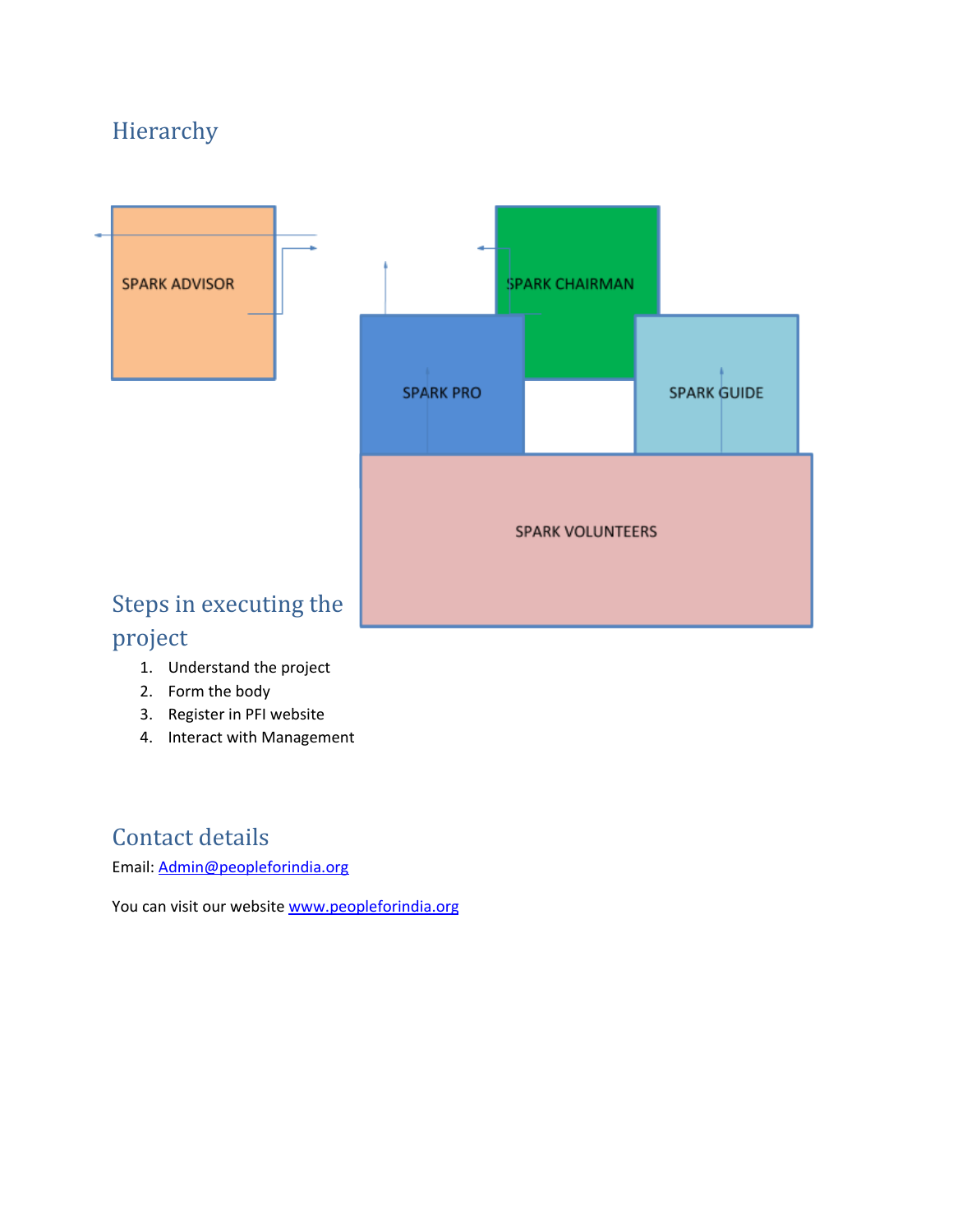## Hierarchy

SPARK ADVISOR

SPARK CHAIRMAN

SPARK PRO

SPARK GUIDE

SPARK VOLUNTEERS

## Steps in executing the project

1. Understand the project
2. Form the body
3. Register in PFI website
4. Interact with Management

## Contact details

Email: [Admin@peopleforindia.org](mailto:Admin@peopleforindia.org)

You can visit our website [www.peopleforindia.org](http://www.peopleforindia.org)